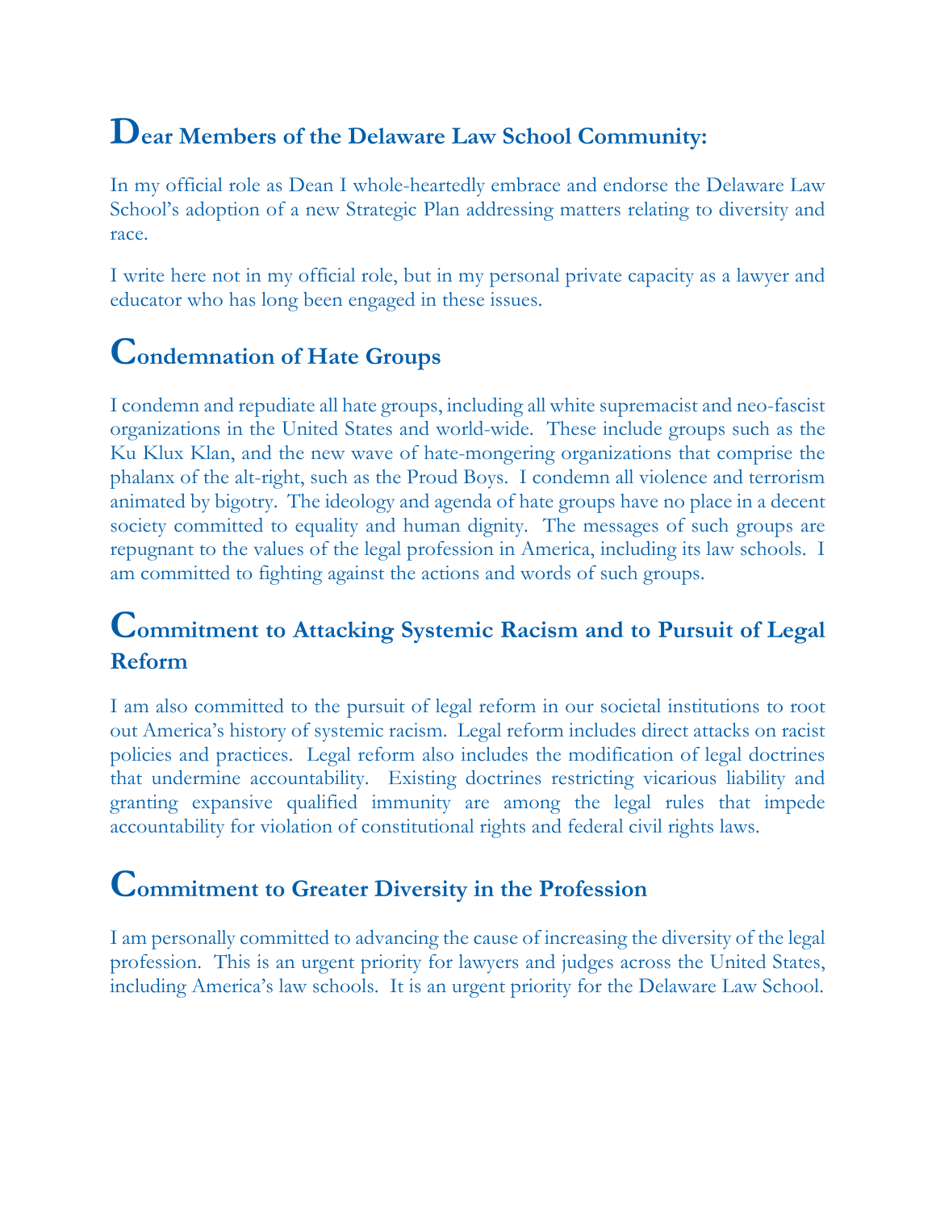## Dear Members of the Delaware Law School Community:

In my official role as Dean I whole-heartedly embrace and endorse the Delaware Law School's adoption of a new Strategic Plan addressing matters relating to diversity and race.

I write here not in my official role, but in my personal private capacity as a lawyer and educator who has long been engaged in these issues.

## Condemnation of Hate Groups

I condemn and repudiate all hate groups, including all white supremacist and neo-fascist organizations in the United States and world-wide. These include groups such as the Ku Klux Klan, and the new wave of hate-mongering organizations that comprise the phalanx of the alt-right, such as the Proud Boys. I condemn all violence and terrorism animated by bigotry. The ideology and agenda of hate groups have no place in a decent society committed to equality and human dignity. The messages of such groups are repugnant to the values of the legal profession in America, including its law schools. I am committed to fighting against the actions and words of such groups.

## Commitment to Attacking Systemic Racism and to Pursuit of Legal Reform

I am also committed to the pursuit of legal reform in our societal institutions to root out America's history of systemic racism. Legal reform includes direct attacks on racist policies and practices. Legal reform also includes the modification of legal doctrines that undermine accountability. Existing doctrines restricting vicarious liability and granting expansive qualified immunity are among the legal rules that impede accountability for violation of constitutional rights and federal civil rights laws.

## Commitment to Greater Diversity in the Profession

I am personally committed to advancing the cause of increasing the diversity of the legal profession. This is an urgent priority for lawyers and judges across the United States, including America's law schools. It is an urgent priority for the Delaware Law School.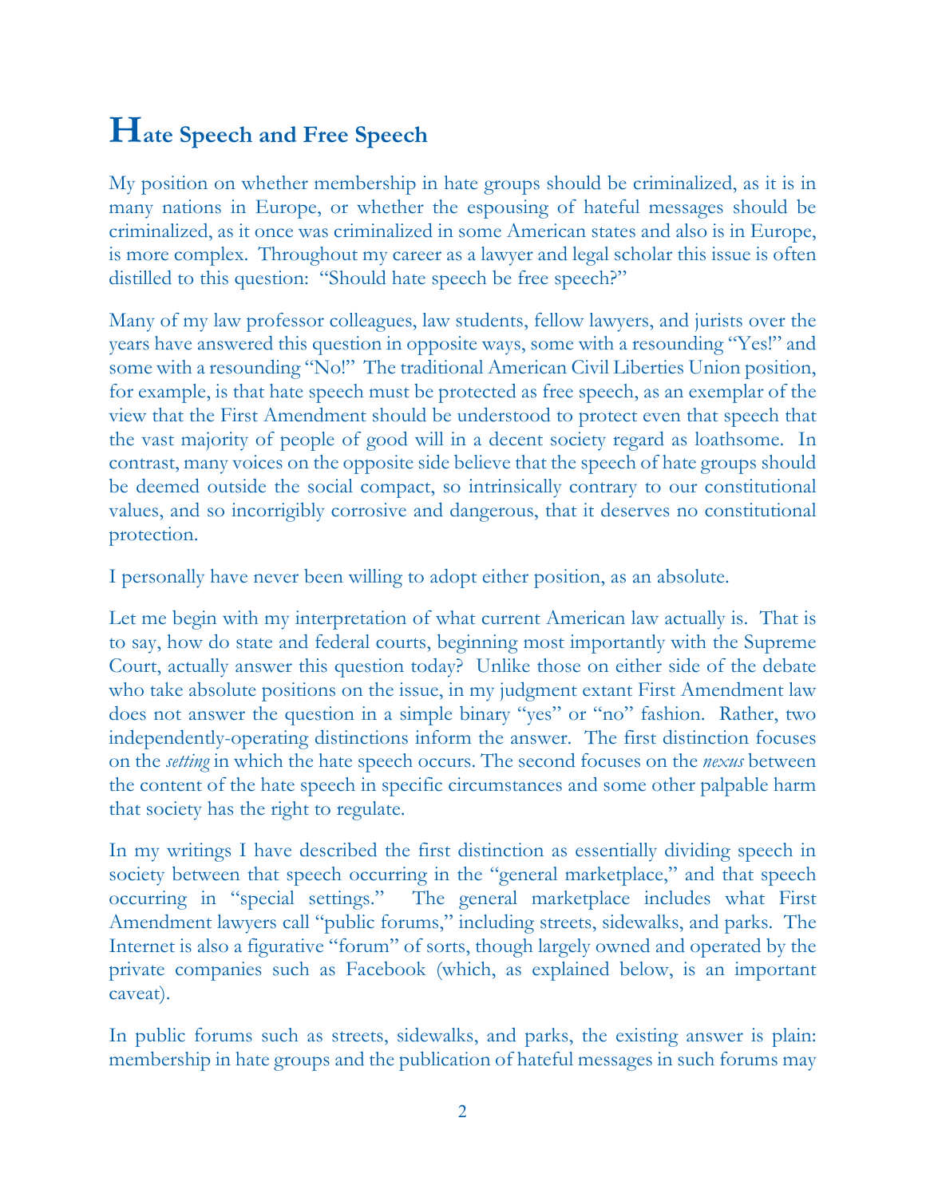# Hate Speech and Free Speech

My position on whether membership in hate groups should be criminalized, as it is in many nations in Europe, or whether the espousing of hateful messages should be criminalized, as it once was criminalized in some American states and also is in Europe, is more complex. Throughout my career as a lawyer and legal scholar this issue is often distilled to this question: "Should hate speech be free speech?"

Many of my law professor colleagues, law students, fellow lawyers, and jurists over the years have answered this question in opposite ways, some with a resounding "Yes!" and some with a resounding "No!" The traditional American Civil Liberties Union position, for example, is that hate speech must be protected as free speech, as an exemplar of the view that the First Amendment should be understood to protect even that speech that the vast majority of people of good will in a decent society regard as loathsome. In contrast, many voices on the opposite side believe that the speech of hate groups should be deemed outside the social compact, so intrinsically contrary to our constitutional values, and so incorrigibly corrosive and dangerous, that it deserves no constitutional protection.

I personally have never been willing to adopt either position, as an absolute.

Let me begin with my interpretation of what current American law actually is. That is to say, how do state and federal courts, beginning most importantly with the Supreme Court, actually answer this question today? Unlike those on either side of the debate who take absolute positions on the issue, in my judgment extant First Amendment law does not answer the question in a simple binary "yes" or "no" fashion. Rather, two independently-operating distinctions inform the answer. The first distinction focuses on the *setting* in which the hate speech occurs. The second focuses on the *nexus* between the content of the hate speech in specific circumstances and some other palpable harm that society has the right to regulate.

In my writings I have described the first distinction as essentially dividing speech in society between that speech occurring in the "general marketplace," and that speech occurring in "special settings." The general marketplace includes what First Amendment lawyers call "public forums," including streets, sidewalks, and parks. The Internet is also a figurative "forum" of sorts, though largely owned and operated by the private companies such as Facebook (which, as explained below, is an important caveat).

In public forums such as streets, sidewalks, and parks, the existing answer is plain: membership in hate groups and the publication of hateful messages in such forums may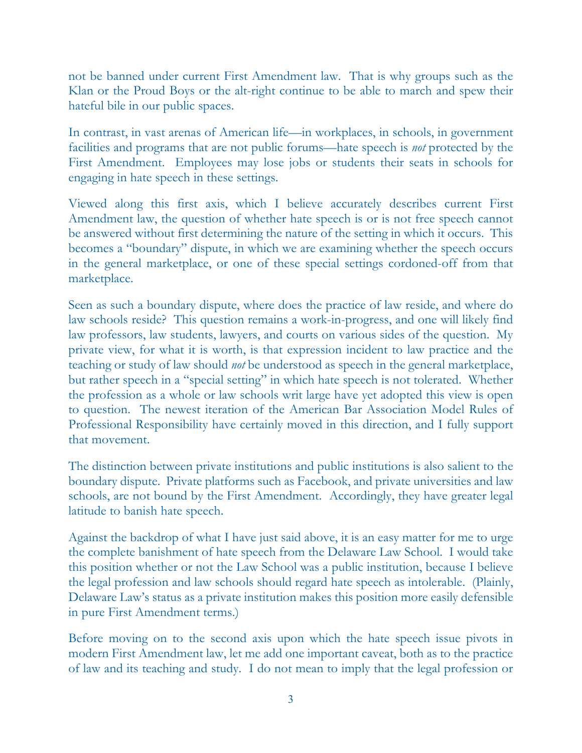not be banned under current First Amendment law. That is why groups such as the Klan or the Proud Boys or the alt-right continue to be able to march and spew their hateful bile in our public spaces.

In contrast, in vast arenas of American life—in workplaces, in schools, in government facilities and programs that are not public forums—hate speech is *not* protected by the First Amendment. Employees may lose jobs or students their seats in schools for engaging in hate speech in these settings.

Viewed along this first axis, which I believe accurately describes current First Amendment law, the question of whether hate speech is or is not free speech cannot be answered without first determining the nature of the setting in which it occurs. This becomes a "boundary" dispute, in which we are examining whether the speech occurs in the general marketplace, or one of these special settings cordoned-off from that marketplace.

Seen as such a boundary dispute, where does the practice of law reside, and where do law schools reside? This question remains a work-in-progress, and one will likely find law professors, law students, lawyers, and courts on various sides of the question. My private view, for what it is worth, is that expression incident to law practice and the teaching or study of law should *not* be understood as speech in the general marketplace, but rather speech in a "special setting" in which hate speech is not tolerated. Whether the profession as a whole or law schools writ large have yet adopted this view is open to question. The newest iteration of the American Bar Association Model Rules of Professional Responsibility have certainly moved in this direction, and I fully support that movement.

The distinction between private institutions and public institutions is also salient to the boundary dispute. Private platforms such as Facebook, and private universities and law schools, are not bound by the First Amendment. Accordingly, they have greater legal latitude to banish hate speech.

Against the backdrop of what I have just said above, it is an easy matter for me to urge the complete banishment of hate speech from the Delaware Law School. I would take this position whether or not the Law School was a public institution, because I believe the legal profession and law schools should regard hate speech as intolerable. (Plainly, Delaware Law's status as a private institution makes this position more easily defensible in pure First Amendment terms.)

Before moving on to the second axis upon which the hate speech issue pivots in modern First Amendment law, let me add one important caveat, both as to the practice of law and its teaching and study. I do not mean to imply that the legal profession or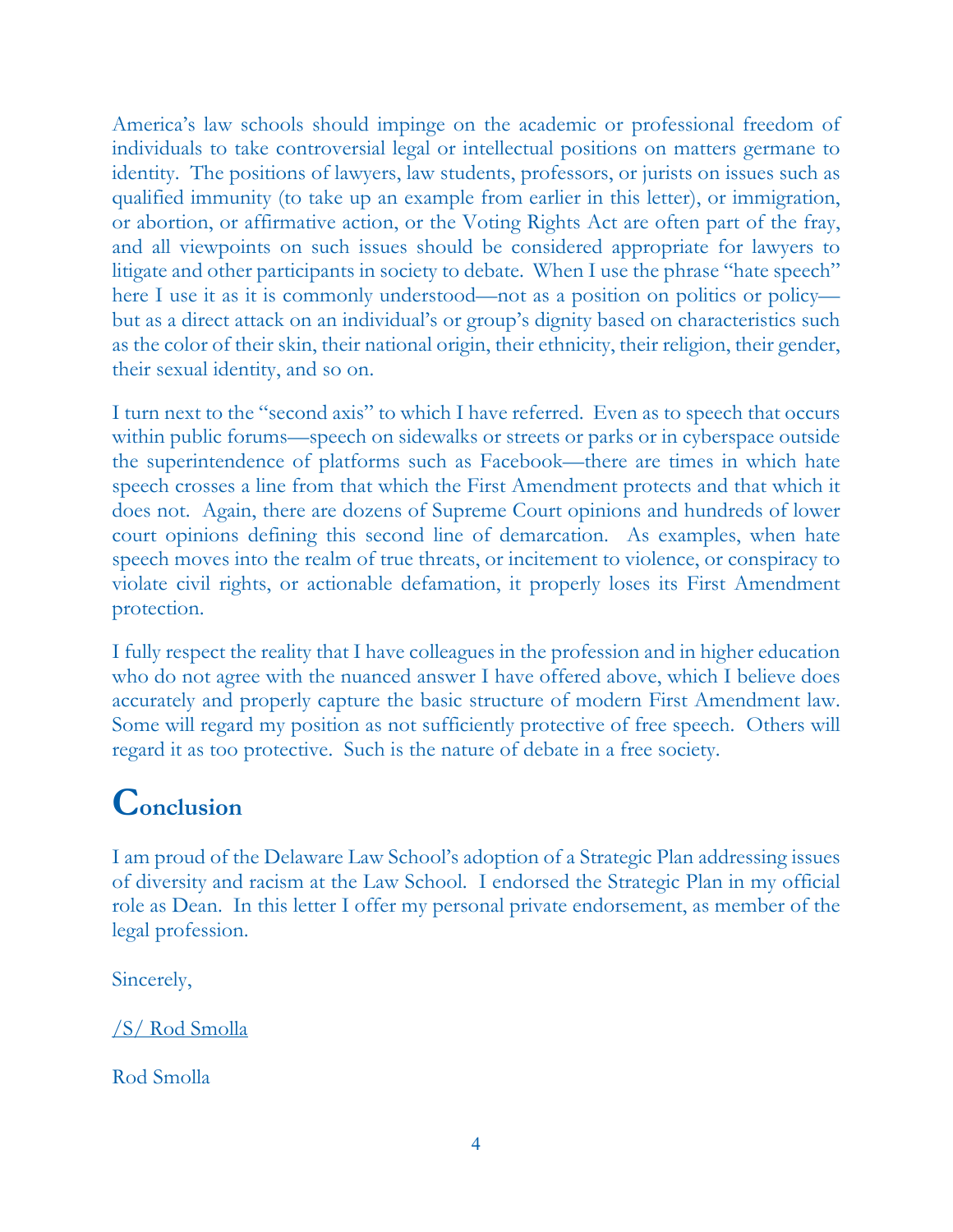America's law schools should impinge on the academic or professional freedom of individuals to take controversial legal or intellectual positions on matters germane to identity. The positions of lawyers, law students, professors, or jurists on issues such as qualified immunity (to take up an example from earlier in this letter), or immigration, or abortion, or affirmative action, or the Voting Rights Act are often part of the fray, and all viewpoints on such issues should be considered appropriate for lawyers to litigate and other participants in society to debate. When I use the phrase "hate speech" here I use it as it is commonly understood—not as a position on politics or policy—but as a direct attack on an individual's or group's dignity based on characteristics such as the color of their skin, their national origin, their ethnicity, their religion, their gender, their sexual identity, and so on.

I turn next to the "second axis" to which I have referred. Even as to speech that occurs within public forums—speech on sidewalks or streets or parks or in cyberspace outside the superintendence of platforms such as Facebook—there are times in which hate speech crosses a line from that which the First Amendment protects and that which it does not. Again, there are dozens of Supreme Court opinions and hundreds of lower court opinions defining this second line of demarcation. As examples, when hate speech moves into the realm of true threats, or incitement to violence, or conspiracy to violate civil rights, or actionable defamation, it properly loses its First Amendment protection.

I fully respect the reality that I have colleagues in the profession and in higher education who do not agree with the nuanced answer I have offered above, which I believe does accurately and properly capture the basic structure of modern First Amendment law. Some will regard my position as not sufficiently protective of free speech. Others will regard it as too protective. Such is the nature of debate in a free society.

# Conclusion

I am proud of the Delaware Law School's adoption of a Strategic Plan addressing issues of diversity and racism at the Law School. I endorsed the Strategic Plan in my official role as Dean. In this letter I offer my personal private endorsement, as member of the legal profession.

Sincerely,

/S/ Rod Smolla

Rod Smolla